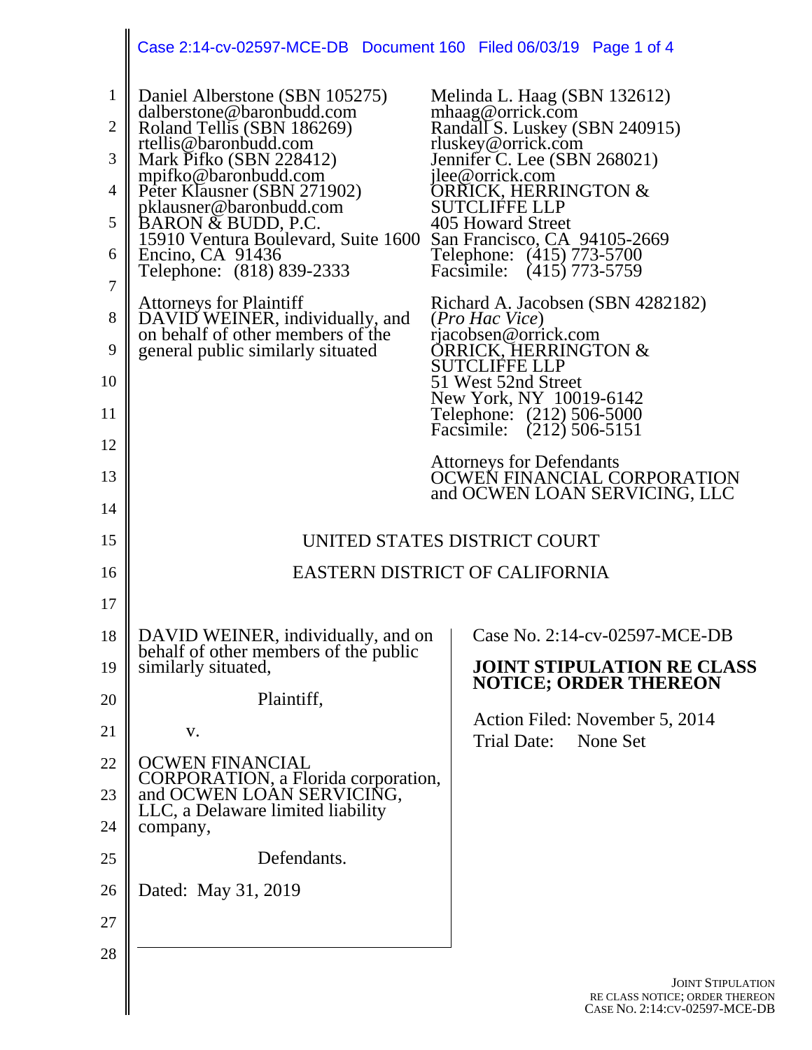Daniel Alberstone (SBN 105275)
dalberstone@baronbudd.com
Roland Tellis (SBN 186269)
rtellis@baronbudd.com
Mark Pifko (SBN 228412)
mpifko@baronbudd.com
Peter Klausner (SBN 271902)
pklausner@baronbudd.com
BARON & BUDD, P.C.
15910 Ventura Boulevard, Suite 1600
Encino, CA 91436
Telephone: (818) 839-2333

Attorneys for Plaintiff
DAVID WEINER, individually, and on behalf of other members of the general public similarly situated

Melinda L. Haag (SBN 132612)
mhaag@orrick.com
Randall S. Luskey (SBN 240915)
rluskey@orrick.com
Jennifer C. Lee (SBN 268021)
jlee@orrick.com
ORRICK, HERRINGTON & SUTCLIFFE LLP
405 Howard Street
San Francisco, CA 94105-2669
Telephone: (415) 773-5700
Facsimile: (415) 773-5759

Richard A. Jacobsen (SBN 4282182)
(*Pro Hac Vice*)
rjacobsen@orrick.com
ORRICK, HERRINGTON & SUTCLIFFE LLP
51 West 52nd Street
New York, NY 10019-6142
Telephone: (212) 506-5000
Facsimile: (212) 506-5151

Attorneys for Defendants
OCWEN FINANCIAL CORPORATION and OCWEN LOAN SERVICING, LLC

UNITED STATES DISTRICT COURT

EASTERN DISTRICT OF CALIFORNIA

DAVID WEINER, individually, and on behalf of other members of the public similarly situated,

Plaintiff,

v.

OCWEN FINANCIAL CORPORATION, a Florida corporation, and OCWEN LOAN SERVICING, LLC, a Delaware limited liability company,

Defendants.

Dated: May 31, 2019

Case No. 2:14-cv-02597-MCE-DB

**JOINT STIPULATION RE CLASS NOTICE; ORDER THEREON**

Action Filed: November 5, 2014
Trial Date: None Set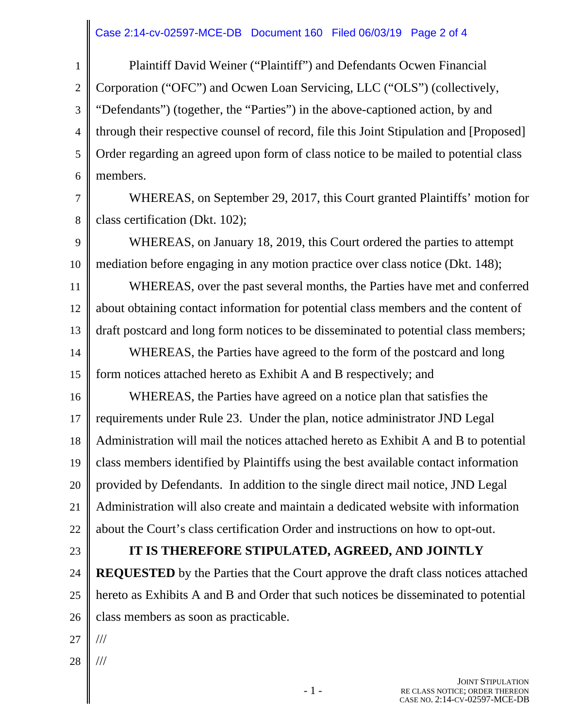Plaintiff David Weiner ("Plaintiff") and Defendants Ocwen Financial Corporation ("OFC") and Ocwen Loan Servicing, LLC ("OLS") (collectively, "Defendants") (together, the "Parties") in the above-captioned action, by and through their respective counsel of record, file this Joint Stipulation and [Proposed] Order regarding an agreed upon form of class notice to be mailed to potential class members.

WHEREAS, on September 29, 2017, this Court granted Plaintiffs' motion for class certification (Dkt. 102);

WHEREAS, on January 18, 2019, this Court ordered the parties to attempt mediation before engaging in any motion practice over class notice (Dkt. 148);

WHEREAS, over the past several months, the Parties have met and conferred about obtaining contact information for potential class members and the content of draft postcard and long form notices to be disseminated to potential class members;

WHEREAS, the Parties have agreed to the form of the postcard and long form notices attached hereto as Exhibit A and B respectively; and

WHEREAS, the Parties have agreed on a notice plan that satisfies the requirements under Rule 23. Under the plan, notice administrator JND Legal Administration will mail the notices attached hereto as Exhibit A and B to potential class members identified by Plaintiffs using the best available contact information provided by Defendants. In addition to the single direct mail notice, JND Legal Administration will also create and maintain a dedicated website with information about the Court's class certification Order and instructions on how to opt-out.

**IT IS THEREFORE STIPULATED, AGREED, AND JOINTLY REQUESTED** by the Parties that the Court approve the draft class notices attached hereto as Exhibits A and B and Order that such notices be disseminated to potential class members as soon as practicable.

///

///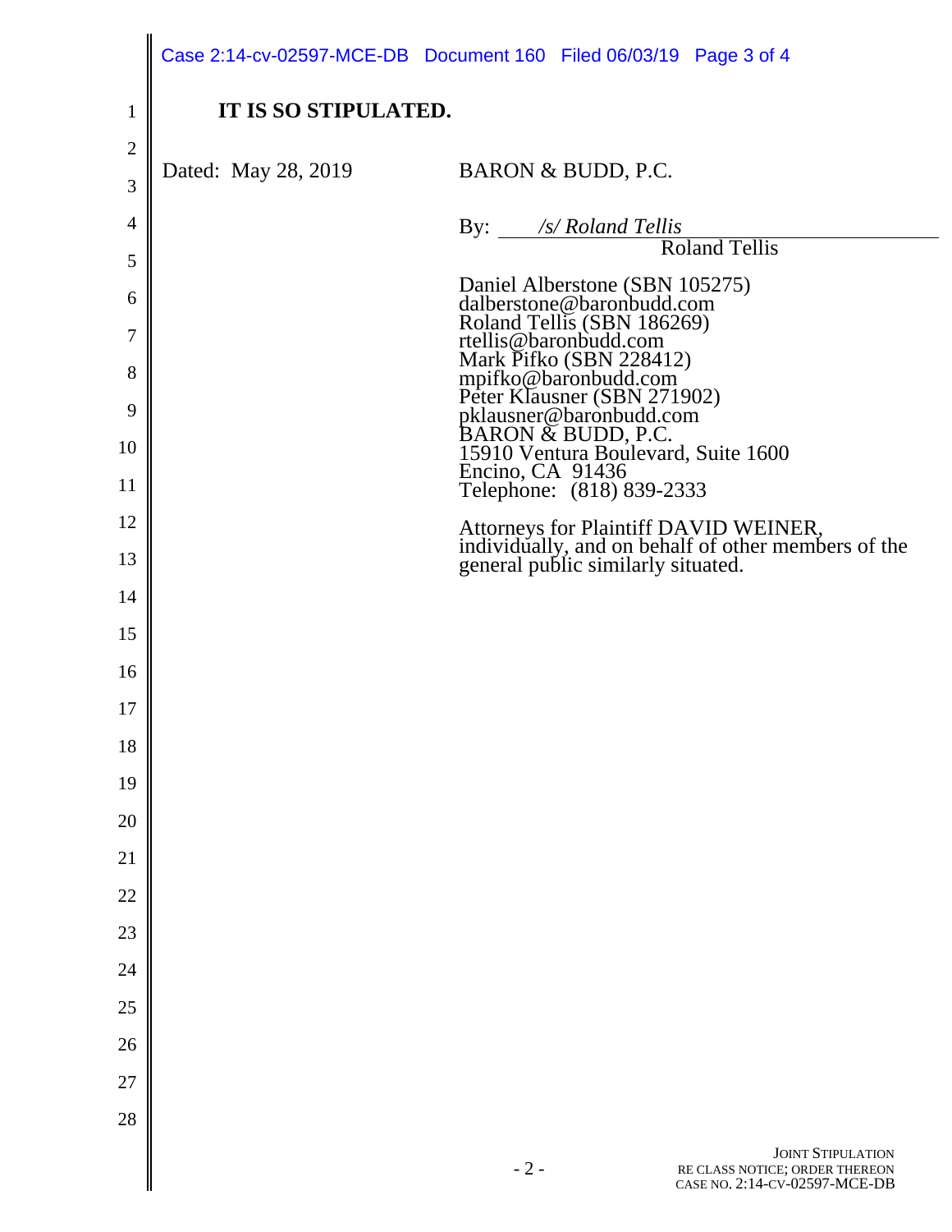**IT IS SO STIPULATED.**

Dated: May 28, 2019

BARON & BUDD, P.C.

By: */s/ Roland Tellis*
Roland Tellis

Daniel Alberstone (SBN 105275)
dalberstone@baronbudd.com
Roland Tellis (SBN 186269)
rtellis@baronbudd.com
Mark Pifko (SBN 228412)
mpifko@baronbudd.com
Peter Klausner (SBN 271902)
pklausner@baronbudd.com
BARON & BUDD, P.C.
15910 Ventura Boulevard, Suite 1600
Encino, CA 91436
Telephone: (818) 839-2333

Attorneys for Plaintiff DAVID WEINER, individually, and on behalf of other members of the general public similarly situated.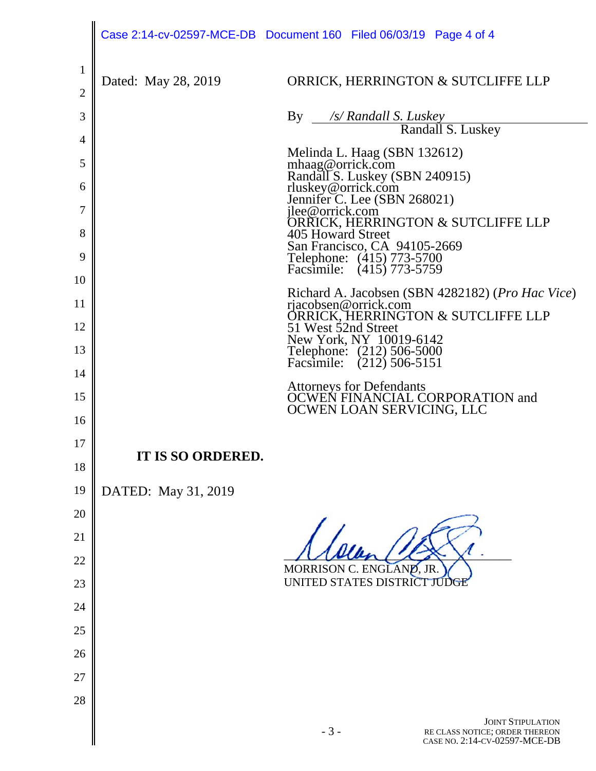Dated: May 28, 2019

ORRICK, HERRINGTON & SUTCLIFFE LLP

By *&nbsp;/s/ Randall S. Luskey*
Randall S. Luskey

Melinda L. Haag (SBN 132612)
mhaag@orrick.com
Randall S. Luskey (SBN 240915)
rluskey@orrick.com
Jennifer C. Lee (SBN 268021)
jlee@orrick.com
ORRICK, HERRINGTON & SUTCLIFFE LLP
405 Howard Street
San Francisco, CA 94105-2669
Telephone: (415) 773-5700
Facsimile: (415) 773-5759

Richard A. Jacobsen (SBN 4282182) (*Pro Hac Vice*)
rjacobsen@orrick.com
ORRICK, HERRINGTON & SUTCLIFFE LLP
51 West 52nd Street
New York, NY 10019-6142
Telephone: (212) 506-5000
Facsimile: (212) 506-5151

Attorneys for Defendants
OCWEN FINANCIAL CORPORATION and
OCWEN LOAN SERVICING, LLC

**IT IS SO ORDERED.**

DATED: May 31, 2019

MORRISON C. ENGLAND, JR.
UNITED STATES DISTRICT JUDGE